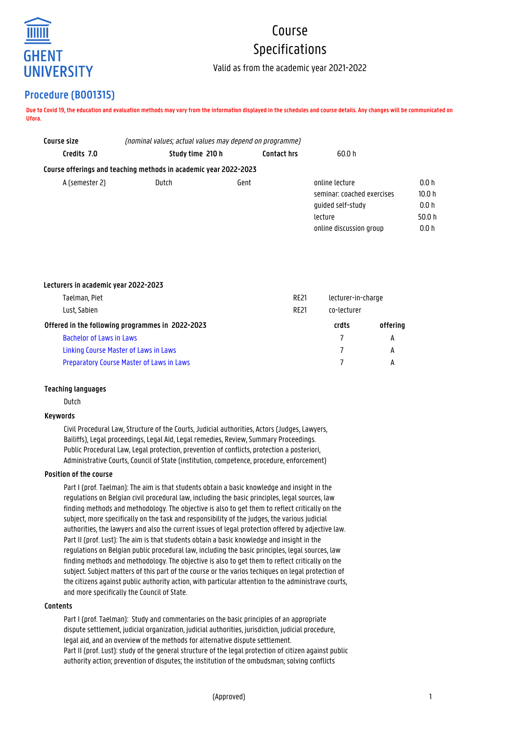# Course Specifications

Valid as from the academic year 2021-2022

## Procedure (B001315)

**Due to Covid 19, the education and evaluation methods may vary from the information displayed in the schedules and course details. Any changes will be communicated on Ufora.**

**Course size** *(nominal values; actual values may depend on programme)*

| Credits 7.0 | Study time 210 h | Contact hrs | 60.0 h |
|---|---|---|---|

**Course offerings and teaching methods in academic year 2022-2023**

| | | | | |
|---|---|---|---|---|
| A (semester 2) | Dutch | Gent | online lecture | 0.0 h |
| | | | seminar: coached exercises | 10.0 h |
| | | | guided self-study | 0.0 h |
| | | | lecture | 50.0 h |
| | | | online discussion group | 0.0 h |

**Lecturers in academic year 2022-2023**

| | | |
|---|---|---|
| Taelman, Piet | RE21 | lecturer-in-charge |
| Lust, Sabien | RE21 | co-lecturer |

| Offered in the following programmes in 2022-2023 | crdts | offering |
|---|---|---|
| Bachelor of Laws in Laws | 7 | A |
| Linking Course Master of Laws in Laws | 7 | A |
| Preparatory Course Master of Laws in Laws | 7 | A |

**Teaching languages**

Dutch

**Keywords**

Civil Procedural Law, Structure of the Courts, Judicial authorities, Actors (Judges, Lawyers, Bailiffs), Legal proceedings, Legal Aid, Legal remedies, Review, Summary Proceedings. Public Procedural Law, Legal protection, prevention of conflicts, protection a posteriori, Administrative Courts, Council of State (institution, competence, procedure, enforcement)

**Position of the course**

Part I (prof. Taelman): The aim is that students obtain a basic knowledge and insight in the regulations on Belgian civil procedural law, including the basic principles, legal sources, law finding methods and methodology. The objective is also to get them to reflect critically on the subject, more specifically on the task and responsibility of the judges, the various judicial authorities, the lawyers and also the current issues of legal protection offered by adjective law.
Part II (prof. Lust): The aim is that students obtain a basic knowledge and insight in the regulations on Belgian public procedural law, including the basic principles, legal sources, law finding methods and methodology. The objective is also to get them to reflect critically on the subject. Subject matters of this part of the course or the varios techiques on legal protection of the citizens against public authority action, with particular attention to the administrave courts, and more specifically the Council of State.

**Contents**

Part I (prof. Taelman): Study and commentaries on the basic principles of an appropriate dispute settlement, judicial organization, judicial authorities, jurisdiction, judicial procedure, legal aid, and an overview of the methods for alternative dispute settlement.
Part II (prof. Lust): study of the general structure of the legal protection of citizen against public authority action; prevention of disputes; the institution of the ombudsman; solving conflicts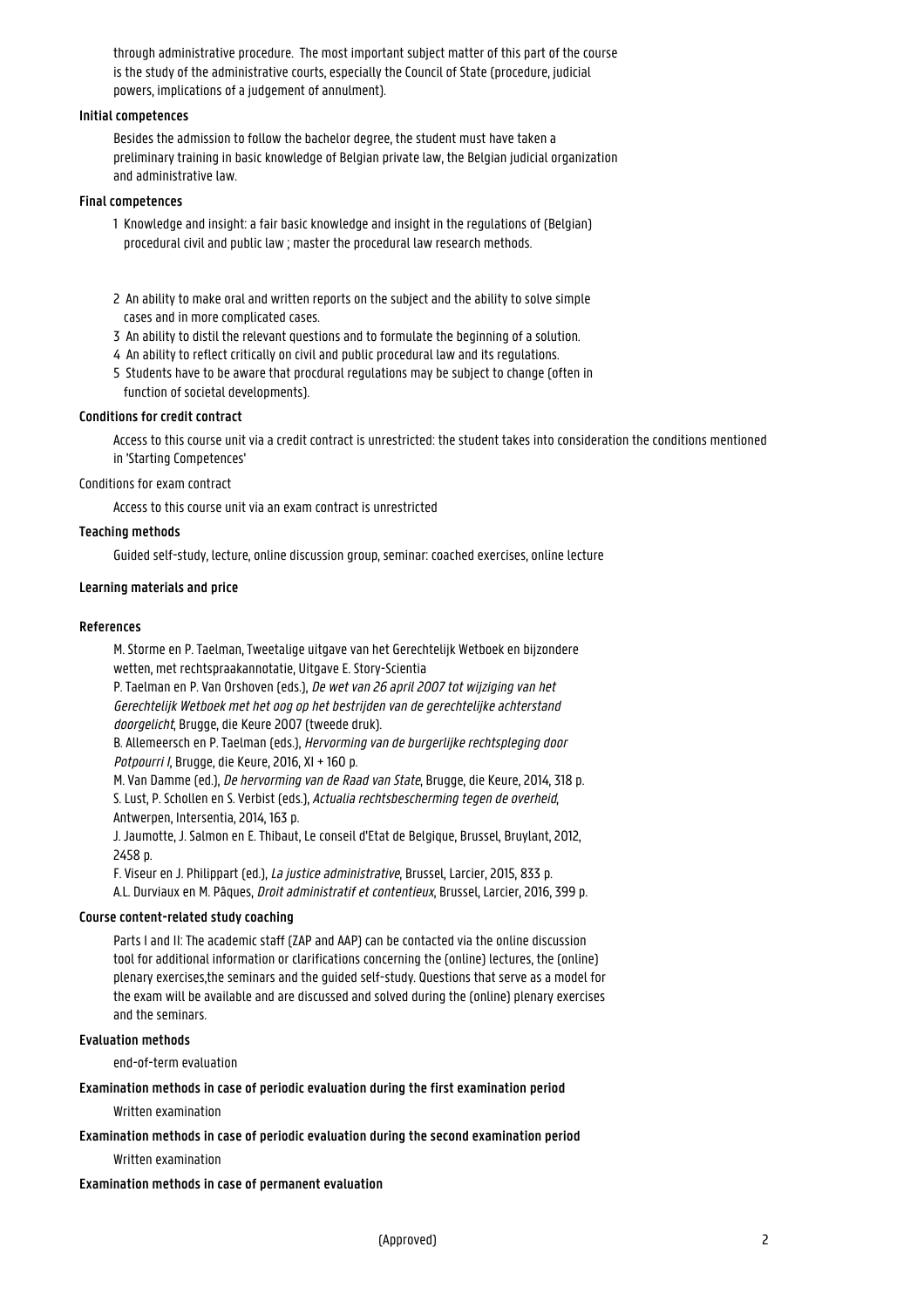through administrative procedure. The most important subject matter of this part of the course is the study of the administrative courts, especially the Council of State (procedure, judicial powers, implications of a judgement of annulment).

**Initial competences**

Besides the admission to follow the bachelor degree, the student must have taken a preliminary training in basic knowledge of Belgian private law, the Belgian judicial organization and administrative law.

**Final competences**

1 Knowledge and insight: a fair basic knowledge and insight in the regulations of (Belgian) procedural civil and public law ; master the procedural law research methods.

2 An ability to make oral and written reports on the subject and the ability to solve simple cases and in more complicated cases.
3 An ability to distil the relevant questions and to formulate the beginning of a solution.
4 An ability to reflect critically on civil and public procedural law and its regulations.
5 Students have to be aware that procdural regulations may be subject to change (often in function of societal developments).

**Conditions for credit contract**

Access to this course unit via a credit contract is unrestricted: the student takes into consideration the conditions mentioned in 'Starting Competences'

Conditions for exam contract

Access to this course unit via an exam contract is unrestricted

**Teaching methods**

Guided self-study, lecture, online discussion group, seminar: coached exercises, online lecture

**Learning materials and price**

**References**

M. Storme en P. Taelman, Tweetalige uitgave van het Gerechtelijk Wetboek en bijzondere wetten, met rechtspraakannotatie, Uitgave E. Story-Scientia
P. Taelman en P. Van Orshoven (eds.), *De wet van 26 april 2007 tot wijziging van het Gerechtelijk Wetboek met het oog op het bestrijden van de gerechtelijke achterstand doorgelicht*, Brugge, die Keure 2007 (tweede druk).
B. Allemeersch en P. Taelman (eds.), *Hervorming van de burgerlijke rechtspleging door Potpourri I*, Brugge, die Keure, 2016, XI + 160 p.
M. Van Damme (ed.), *De hervorming van de Raad van State*, Brugge, die Keure, 2014, 318 p.
S. Lust, P. Schollen en S. Verbist (eds.), *Actualia rechtsbescherming tegen de overheid*, Antwerpen, Intersentia, 2014, 163 p.
J. Jaumotte, J. Salmon en E. Thibaut, Le conseil d'Etat de Belgique, Brussel, Bruylant, 2012, 2458 p.
F. Viseur en J. Philippart (ed.), *La justice administrative*, Brussel, Larcier, 2015, 833 p.
A.L. Durviaux en M. Pâques, *Droit administratif et contentieux*, Brussel, Larcier, 2016, 399 p.

**Course content-related study coaching**

Parts I and II: The academic staff (ZAP and AAP) can be contacted via the online discussion tool for additional information or clarifications concerning the (online) lectures, the (online) plenary exercises,the seminars and the guided self-study. Questions that serve as a model for the exam will be available and are discussed and solved during the (online) plenary exercises and the seminars.

**Evaluation methods**

end-of-term evaluation

**Examination methods in case of periodic evaluation during the first examination period**

Written examination

**Examination methods in case of periodic evaluation during the second examination period**

Written examination

**Examination methods in case of permanent evaluation**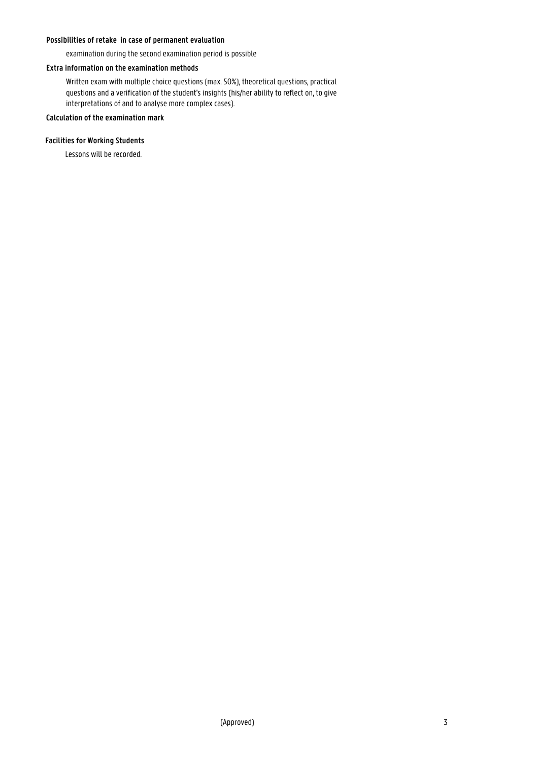### Possibilities of retake in case of permanent evaluation

examination during the second examination period is possible

### Extra information on the examination methods

Written exam with multiple choice questions (max. 50%), theoretical questions, practical questions and a verification of the student's insights (his/her ability to reflect on, to give interpretations of and to analyse more complex cases).

### Calculation of the examination mark

### Facilities for Working Students

Lessons will be recorded.

(Approved)